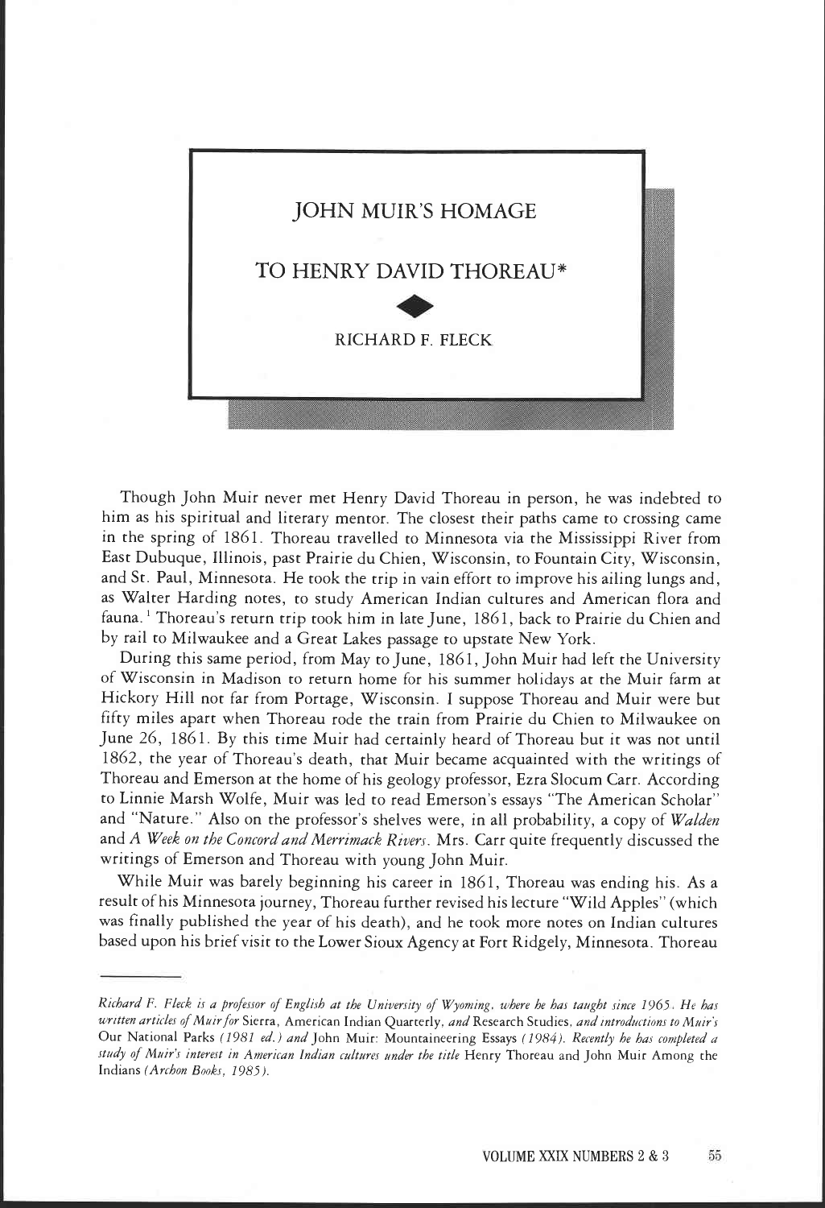# JOHN MUIR'S HOMAGE TO HENRY DAVID THOREAU*

RICHARD F. FLECK

Though John Muir never met Henry David Thoreau in person, he was indebted to him as his spiritual and literary mentor. The closest their paths came to crossing came in the spring of 1861. Thoreau travelled to Minnesota via the Mississippi River from East Dubuque, Illinois, past Prairie du Chien, Wisconsin, to Fountain City, Wisconsin, and St. Paul, Minnesota. He took the trip in vain effort to improve his ailing lungs and, as Walter Harding notes, to study American Indian cultures and American flora and fauna.[1] Thoreau's return trip took him in late June, 1861, back to Prairie du Chien and by rail to Milwaukee and a Great Lakes passage to upstate New York.

During this same period, from May to June, 1861, John Muir had left the University of Wisconsin in Madison to return home for his summer holidays at the Muir farm at Hickory Hill not far from Portage, Wisconsin. I suppose Thoreau and Muir were but fifty miles apart when Thoreau rode the train from Prairie du Chien to Milwaukee on June 26, 1861. By this time Muir had certainly heard of Thoreau but it was not until 1862, the year of Thoreau's death, that Muir became acquainted with the writings of Thoreau and Emerson at the home of his geology professor, Ezra Slocum Carr. According to Linnie Marsh Wolfe, Muir was led to read Emerson's essays "The American Scholar" and "Nature." Also on the professor's shelves were, in all probability, a copy of *Walden* and *A Week on the Concord and Merrimack Rivers*. Mrs. Carr quite frequently discussed the writings of Emerson and Thoreau with young John Muir.

While Muir was barely beginning his career in 1861, Thoreau was ending his. As a result of his Minnesota journey, Thoreau further revised his lecture "Wild Apples" (which was finally published the year of his death), and he took more notes on Indian cultures based upon his brief visit to the Lower Sioux Agency at Fort Ridgely, Minnesota. Thoreau

---

*Richard F. Fleck is a professor of English at the University of Wyoming, where he has taught since 1965. He has written articles of Muir for* Sierra, American Indian Quarterly, *and* Research Studies, *and introductions to Muir's* Our National Parks *(1981 ed.) and* John Muir: Mountaineering Essays *(1984). Recently he has completed a study of Muir's interest in American Indian cultures under the title* Henry Thoreau and John Muir Among the Indians *(Archon Books, 1985).*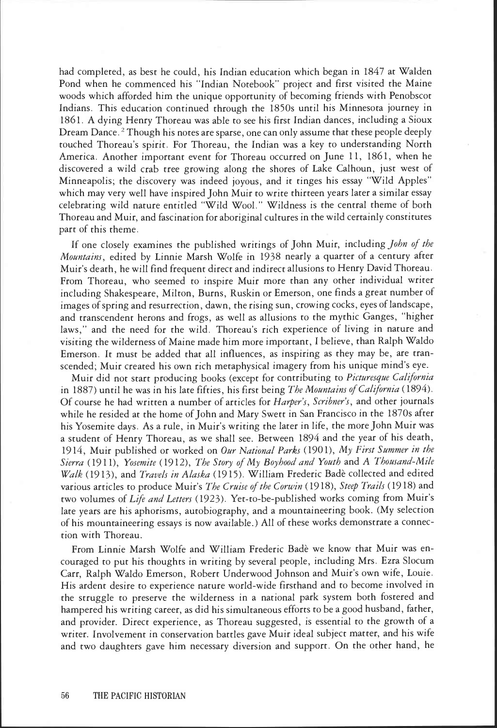had completed, as best he could, his Indian education which began in 1847 at Walden Pond when he commenced his "Indian Notebook" project and first visited the Maine woods which afforded him the unique opportunity of becoming friends with Penobscot Indians. This education continued through the 1850s until his Minnesota journey in 1861. A dying Henry Thoreau was able to see his first Indian dances, including a Sioux Dream Dance.[2] Though his notes are sparse, one can only assume that these people deeply touched Thoreau's spirit. For Thoreau, the Indian was a key to understanding North America. Another important event for Thoreau occurred on June 11, 1861, when he discovered a wild crab tree growing along the shores of Lake Calhoun, just west of Minneapolis; the discovery was indeed joyous, and it tinges his essay "Wild Apples" which may very well have inspired John Muir to write thirteen years later a similar essay celebrating wild nature entitled "Wild Wool." Wildness is the central theme of both Thoreau and Muir, and fascination for aboriginal cultures in the wild certainly constitutes part of this theme.

If one closely examines the published writings of John Muir, including *John of the Mountains*, edited by Linnie Marsh Wolfe in 1938 nearly a quarter of a century after Muir's death, he will find frequent direct and indirect allusions to Henry David Thoreau. From Thoreau, who seemed to inspire Muir more than any other individual writer including Shakespeare, Milton, Burns, Ruskin or Emerson, one finds a great number of images of spring and resurrection, dawn, the rising sun, crowing cocks, eyes of landscape, and transcendent herons and frogs, as well as allusions to the mythic Ganges, "higher laws," and the need for the wild. Thoreau's rich experience of living in nature and visiting the wilderness of Maine made him more important, I believe, than Ralph Waldo Emerson. It must be added that all influences, as inspiring as they may be, are transcended; Muir created his own rich metaphysical imagery from his unique mind's eye.

Muir did not start producing books (except for contributing to *Picturesque California* in 1887) until he was in his late fifties, his first being *The Mountains of California* (1894). Of course he had written a number of articles for *Harper's*, *Scribner's*, and other journals while he resided at the home of John and Mary Swett in San Francisco in the 1870s after his Yosemite days. As a rule, in Muir's writing the later in life, the more John Muir was a student of Henry Thoreau, as we shall see. Between 1894 and the year of his death, 1914, Muir published or worked on *Our National Parks* (1901), *My First Summer in the Sierra* (1911), *Yosemite* (1912), *The Story of My Boyhood and Youth* and *A Thousand-Mile Walk* (1913), and *Travels in Alaska* (1915). William Frederic Badè collected and edited various articles to produce Muir's *The Cruise of the Corwin* (1918), *Steep Trails* (1918) and two volumes of *Life and Letters* (1923). Yet-to-be-published works coming from Muir's late years are his aphorisms, autobiography, and a mountaineering book. (My selection of his mountaineering essays is now available.) All of these works demonstrate a connection with Thoreau.

From Linnie Marsh Wolfe and William Frederic Badè we know that Muir was encouraged to put his thoughts in writing by several people, including Mrs. Ezra Slocum Carr, Ralph Waldo Emerson, Robert Underwood Johnson and Muir's own wife, Louie. His ardent desire to experience nature world-wide firsthand and to become involved in the struggle to preserve the wilderness in a national park system both fostered and hampered his writing career, as did his simultaneous efforts to be a good husband, father, and provider. Direct experience, as Thoreau suggested, is essential to the growth of a writer. Involvement in conservation battles gave Muir ideal subject matter, and his wife and two daughters gave him necessary diversion and support. On the other hand, he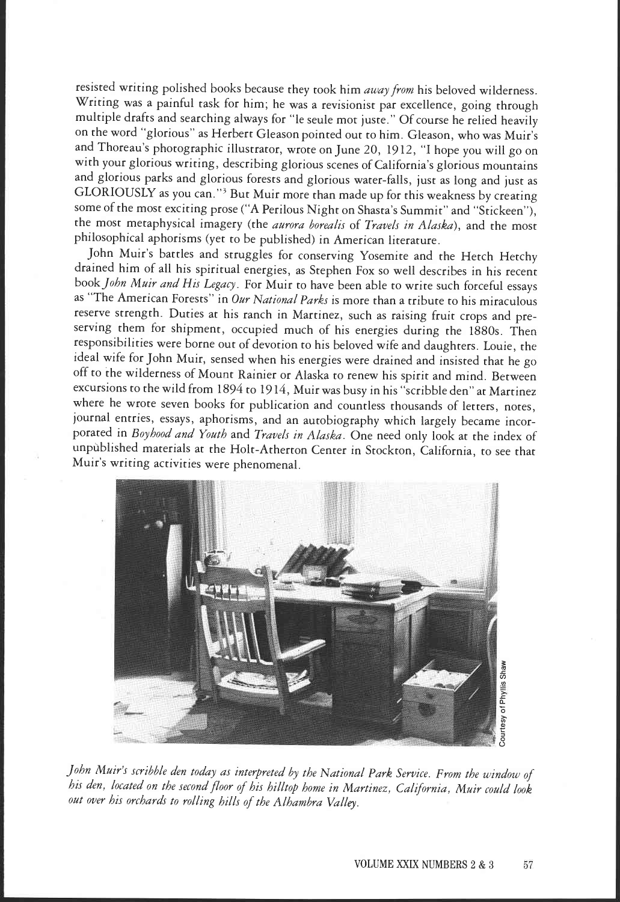resisted writing polished books because they took him *away from* his beloved wilderness. Writing was a painful task for him; he was a revisionist par excellence, going through multiple drafts and searching always for "le seule mot juste." Of course he relied heavily on the word "glorious" as Herbert Gleason pointed out to him. Gleason, who was Muir's and Thoreau's photographic illustrator, wrote on June 20, 1912, "I hope you will go on with your glorious writing, describing glorious scenes of California's glorious mountains and glorious parks and glorious forests and glorious water-falls, just as long and just as GLORIOUSLY as you can."[3] But Muir more than made up for this weakness by creating some of the most exciting prose ("A Perilous Night on Shasta's Summit" and "Stickeen"), the most metaphysical imagery (the *aurora borealis* of *Travels in Alaska*), and the most philosophical aphorisms (yet to be published) in American literature.

John Muir's battles and struggles for conserving Yosemite and the Hetch Hetchy drained him of all his spiritual energies, as Stephen Fox so well describes in his recent book *John Muir and His Legacy*. For Muir to have been able to write such forceful essays as "The American Forests" in *Our National Parks* is more than a tribute to his miraculous reserve strength. Duties at his ranch in Martinez, such as raising fruit crops and preserving them for shipment, occupied much of his energies during the 1880s. Then responsibilities were borne out of devotion to his beloved wife and daughters. Louie, the ideal wife for John Muir, sensed when his energies were drained and insisted that he go off to the wilderness of Mount Rainier or Alaska to renew his spirit and mind. Between excursions to the wild from 1894 to 1914, Muir was busy in his "scribble den" at Martinez where he wrote seven books for publication and countless thousands of letters, notes, journal entries, essays, aphorisms, and an autobiography which largely became incorporated in *Boyhood and Youth* and *Travels in Alaska*. One need only look at the index of unpublished materials at the Holt-Atherton Center in Stockton, California, to see that Muir's writing activities were phenomenal.

Courtesy of Phyllis Shaw

*John Muir's scribble den today as interpreted by the National Park Service. From the window of his den, located on the second floor of his hilltop home in Martinez, California, Muir could look out over his orchards to rolling hills of the Alhambra Valley.*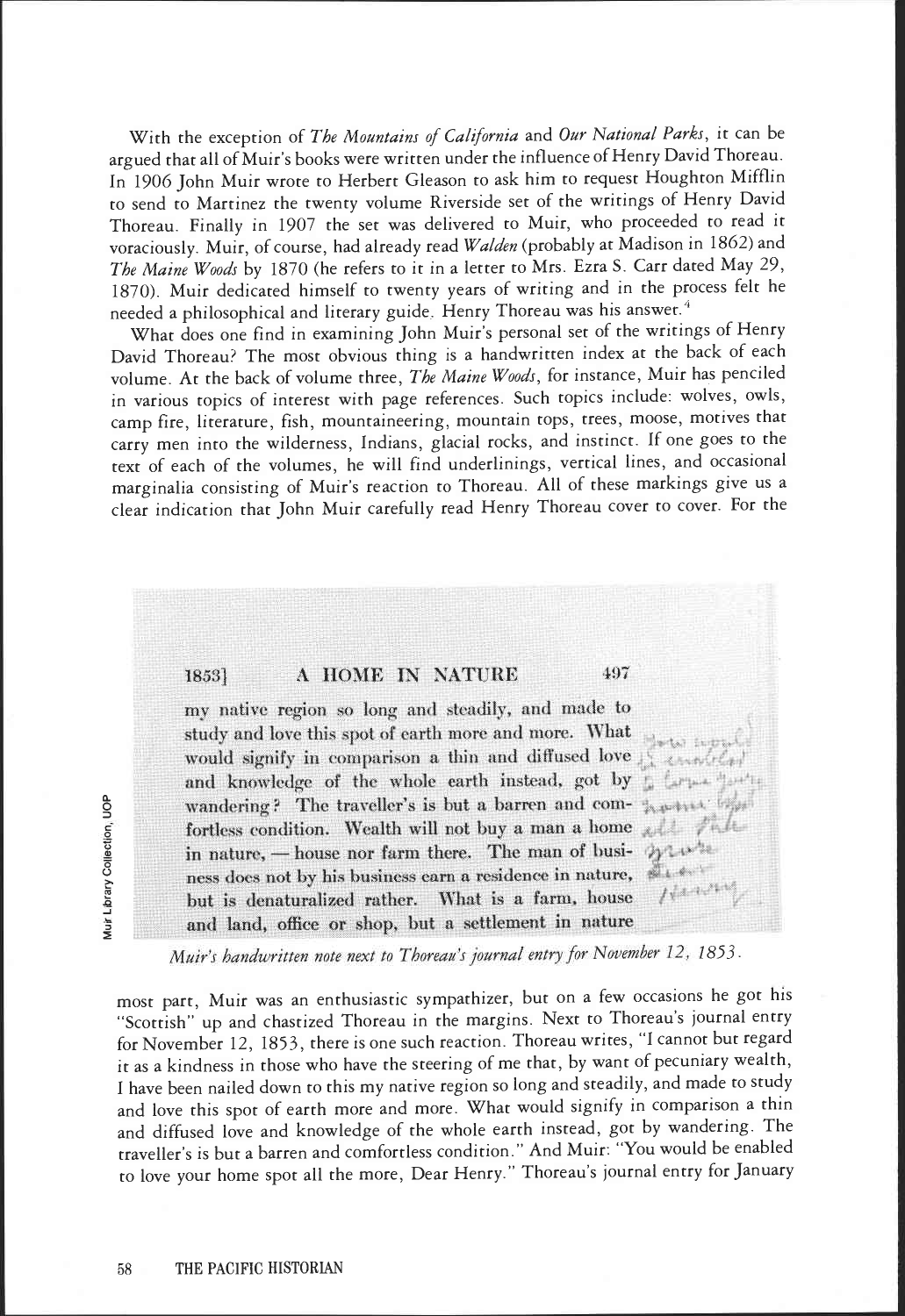With the exception of *The Mountains of California* and *Our National Parks*, it can be argued that all of Muir's books were written under the influence of Henry David Thoreau. In 1906 John Muir wrote to Herbert Gleason to ask him to request Houghton Mifflin to send to Martinez the twenty volume Riverside set of the writings of Henry David Thoreau. Finally in 1907 the set was delivered to Muir, who proceeded to read it voraciously. Muir, of course, had already read *Walden* (probably at Madison in 1862) and *The Maine Woods* by 1870 (he refers to it in a letter to Mrs. Ezra S. Carr dated May 29, 1870). Muir dedicated himself to twenty years of writing and in the process felt he needed a philosophical and literary guide. Henry Thoreau was his answer.[4]

What does one find in examining John Muir's personal set of the writings of Henry David Thoreau? The most obvious thing is a handwritten index at the back of each volume. At the back of volume three, *The Maine Woods*, for instance, Muir has penciled in various topics of interest with page references. Such topics include: wolves, owls, camp fire, literature, fish, mountaineering, mountain tops, trees, moose, motives that carry men into the wilderness, Indians, glacial rocks, and instinct. If one goes to the text of each of the volumes, he will find underlinings, vertical lines, and occasional marginalia consisting of Muir's reaction to Thoreau. All of these markings give us a clear indication that John Muir carefully read Henry Thoreau cover to cover. For the

Muir Library Collection, UOP

1853] A HOME IN NATURE 497

my native region so long and steadily, and made to study and love this spot of earth more and more. What would signify in comparison a thin and diffused love and knowledge of the whole earth instead, got by wandering? The traveller's is but a barren and comfortless condition. Wealth will not buy a man a home in nature, — house nor farm there. The man of business does not by his business earn a residence in nature, but is denaturalized rather. What is a farm, house and land, office or shop, but a settlement in nature

*Muir's handwritten note next to Thoreau's journal entry for November 12, 1853.*

most part, Muir was an enthusiastic sympathizer, but on a few occasions he got his "Scottish" up and chastized Thoreau in the margins. Next to Thoreau's journal entry for November 12, 1853, there is one such reaction. Thoreau writes, "I cannot but regard it as a kindness in those who have the steering of me that, by want of pecuniary wealth, I have been nailed down to this my native region so long and steadily, and made to study and love this spot of earth more and more. What would signify in comparison a thin and diffused love and knowledge of the whole earth instead, got by wandering. The traveller's is but a barren and comfortless condition." And Muir: "You would be enabled to love your home spot all the more, Dear Henry." Thoreau's journal entry for January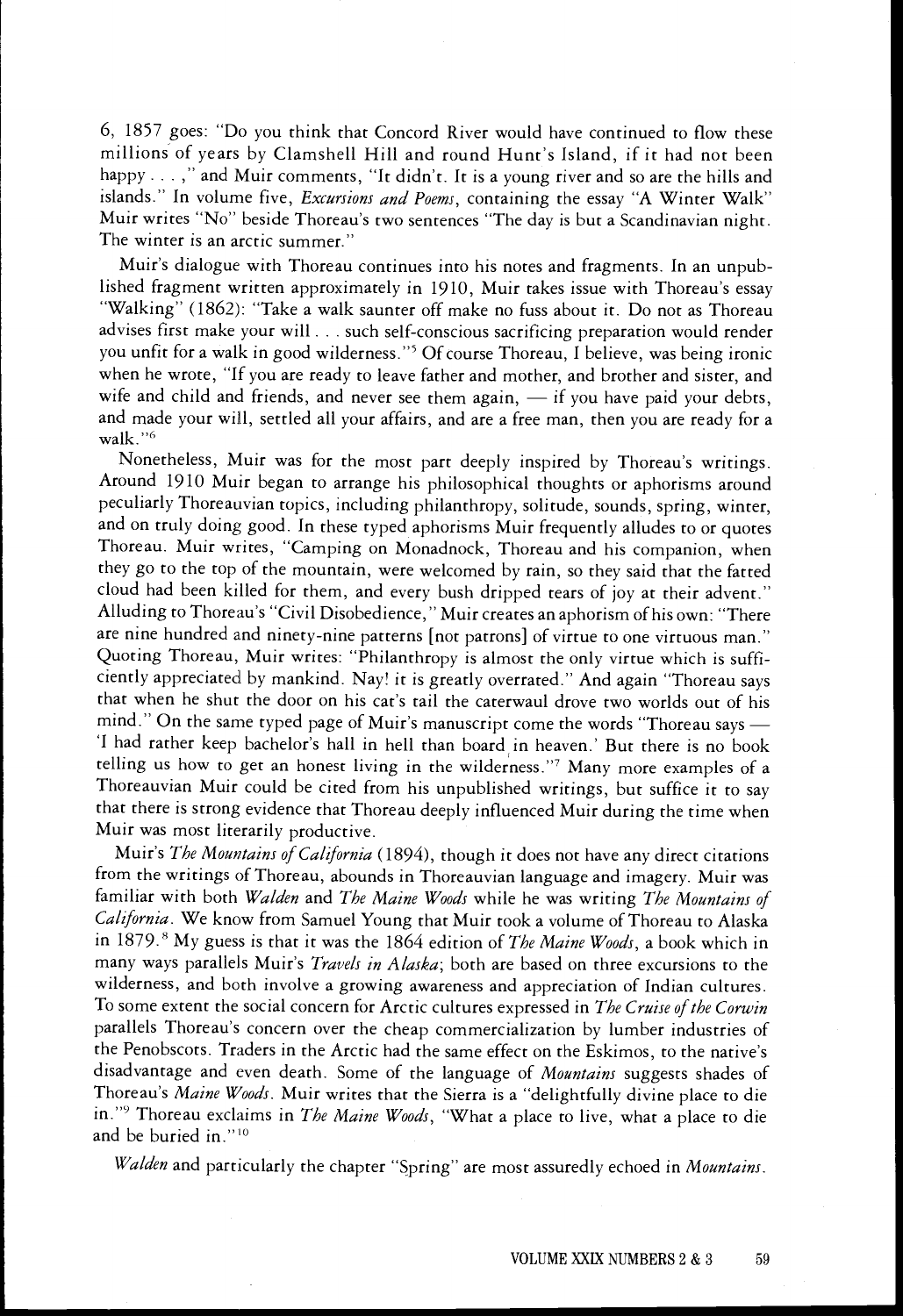6, 1857 goes: "Do you think that Concord River would have continued to flow these millions of years by Clamshell Hill and round Hunt's Island, if it had not been happy . . . ," and Muir comments, "It didn't. It is a young river and so are the hills and islands." In volume five, *Excursions and Poems*, containing the essay "A Winter Walk" Muir writes "No" beside Thoreau's two sentences "The day is but a Scandinavian night. The winter is an arctic summer."

Muir's dialogue with Thoreau continues into his notes and fragments. In an unpublished fragment written approximately in 1910, Muir takes issue with Thoreau's essay "Walking" (1862): "Take a walk saunter off make no fuss about it. Do not as Thoreau advises first make your will . . . such self-conscious sacrificing preparation would render you unfit for a walk in good wilderness."[5] Of course Thoreau, I believe, was being ironic when he wrote, "If you are ready to leave father and mother, and brother and sister, and wife and child and friends, and never see them again, — if you have paid your debts, and made your will, settled all your affairs, and are a free man, then you are ready for a walk."[6]

Nonetheless, Muir was for the most part deeply inspired by Thoreau's writings. Around 1910 Muir began to arrange his philosophical thoughts or aphorisms around peculiarly Thoreauvian topics, including philanthropy, solitude, sounds, spring, winter, and on truly doing good. In these typed aphorisms Muir frequently alludes to or quotes Thoreau. Muir writes, "Camping on Monadnock, Thoreau and his companion, when they go to the top of the mountain, were welcomed by rain, so they said that the fatted cloud had been killed for them, and every bush dripped tears of joy at their advent." Alluding to Thoreau's "Civil Disobedience," Muir creates an aphorism of his own: "There are nine hundred and ninety-nine patterns [not patrons] of virtue to one virtuous man." Quoting Thoreau, Muir writes: "Philanthropy is almost the only virtue which is sufficiently appreciated by mankind. Nay! it is greatly overrated." And again "Thoreau says that when he shut the door on his cat's tail the caterwaul drove two worlds out of his mind." On the same typed page of Muir's manuscript come the words "Thoreau says — 'I had rather keep bachelor's hall in hell than board in heaven.' But there is no book telling us how to get an honest living in the wilderness."[7] Many more examples of a Thoreauvian Muir could be cited from his unpublished writings, but suffice it to say that there is strong evidence that Thoreau deeply influenced Muir during the time when Muir was most literarily productive.

Muir's *The Mountains of California* (1894), though it does not have any direct citations from the writings of Thoreau, abounds in Thoreauvian language and imagery. Muir was familiar with both *Walden* and *The Maine Woods* while he was writing *The Mountains of California*. We know from Samuel Young that Muir took a volume of Thoreau to Alaska in 1879.[8] My guess is that it was the 1864 edition of *The Maine Woods*, a book which in many ways parallels Muir's *Travels in Alaska*; both are based on three excursions to the wilderness, and both involve a growing awareness and appreciation of Indian cultures. To some extent the social concern for Arctic cultures expressed in *The Cruise of the Corwin* parallels Thoreau's concern over the cheap commercialization by lumber industries of the Penobscots. Traders in the Arctic had the same effect on the Eskimos, to the native's disadvantage and even death. Some of the language of *Mountains* suggests shades of Thoreau's *Maine Woods*. Muir writes that the Sierra is a "delightfully divine place to die in."[9] Thoreau exclaims in *The Maine Woods*, "What a place to live, what a place to die and be buried in."[10]

*Walden* and particularly the chapter "Spring" are most assuredly echoed in *Mountains*.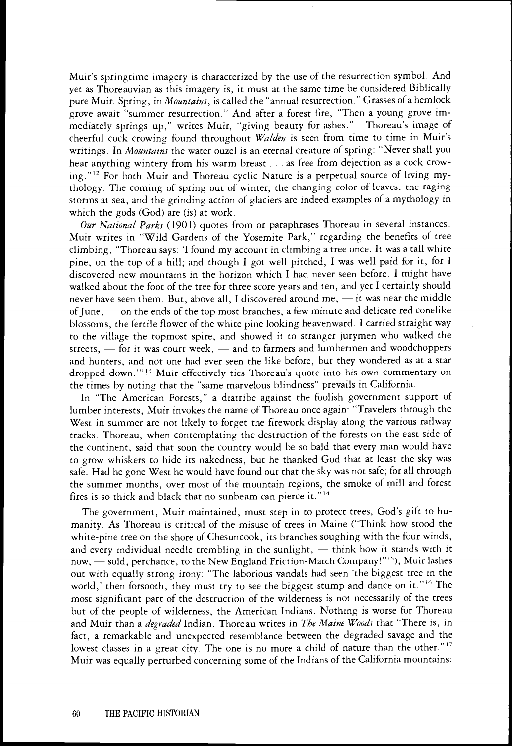Muir's springtime imagery is characterized by the use of the resurrection symbol. And yet as Thoreauvian as this imagery is, it must at the same time be considered Biblically pure Muir. Spring, in *Mountains*, is called the "annual resurrection." Grasses of a hemlock grove await "summer resurrection." And after a forest fire, "Then a young grove immediately springs up," writes Muir, "giving beauty for ashes."[11] Thoreau's image of cheerful cock crowing found throughout *Walden* is seen from time to time in Muir's writings. In *Mountains* the water ouzel is an eternal creature of spring: "Never shall you hear anything wintery from his warm breast . . . as free from dejection as a cock crowing."[12] For both Muir and Thoreau cyclic Nature is a perpetual source of living mythology. The coming of spring out of winter, the changing color of leaves, the raging storms at sea, and the grinding action of glaciers are indeed examples of a mythology in which the gods (God) are (is) at work.

*Our National Parks* (1901) quotes from or paraphrases Thoreau in several instances. Muir writes in "Wild Gardens of the Yosemite Park," regarding the benefits of tree climbing, "Thoreau says: 'I found my account in climbing a tree once. It was a tall white pine, on the top of a hill; and though I got well pitched, I was well paid for it, for I discovered new mountains in the horizon which I had never seen before. I might have walked about the foot of the tree for three score years and ten, and yet I certainly should never have seen them. But, above all, I discovered around me, — it was near the middle of June, — on the ends of the top most branches, a few minute and delicate red conelike blossoms, the fertile flower of the white pine looking heavenward. I carried straight way to the village the topmost spire, and showed it to stranger jurymen who walked the streets, — for it was court week, — and to farmers and lumbermen and woodchoppers and hunters, and not one had ever seen the like before, but they wondered as at a star dropped down.'"[13] Muir effectively ties Thoreau's quote into his own commentary on the times by noting that the "same marvelous blindness" prevails in California.

In "The American Forests," a diatribe against the foolish government support of lumber interests, Muir invokes the name of Thoreau once again: "Travelers through the West in summer are not likely to forget the firework display along the various railway tracks. Thoreau, when contemplating the destruction of the forests on the east side of the continent, said that soon the country would be so bald that every man would have to grow whiskers to hide its nakedness, but he thanked God that at least the sky was safe. Had he gone West he would have found out that the sky was not safe; for all through the summer months, over most of the mountain regions, the smoke of mill and forest fires is so thick and black that no sunbeam can pierce it."[14]

The government, Muir maintained, must step in to protect trees, God's gift to humanity. As Thoreau is critical of the misuse of trees in Maine ("Think how stood the white-pine tree on the shore of Chesuncook, its branches soughing with the four winds, and every individual needle trembling in the sunlight, — think how it stands with it now, — sold, perchance, to the New England Friction-Match Company!"[15]), Muir lashes out with equally strong irony: "The laborious vandals had seen 'the biggest tree in the world,' then forsooth, they must try to see the biggest stump and dance on it."[16] The most significant part of the destruction of the wilderness is not necessarily of the trees but of the people of wilderness, the American Indians. Nothing is worse for Thoreau and Muir than a *degraded* Indian. Thoreau writes in *The Maine Woods* that "There is, in fact, a remarkable and unexpected resemblance between the degraded savage and the lowest classes in a great city. The one is no more a child of nature than the other."[17] Muir was equally perturbed concerning some of the Indians of the California mountains: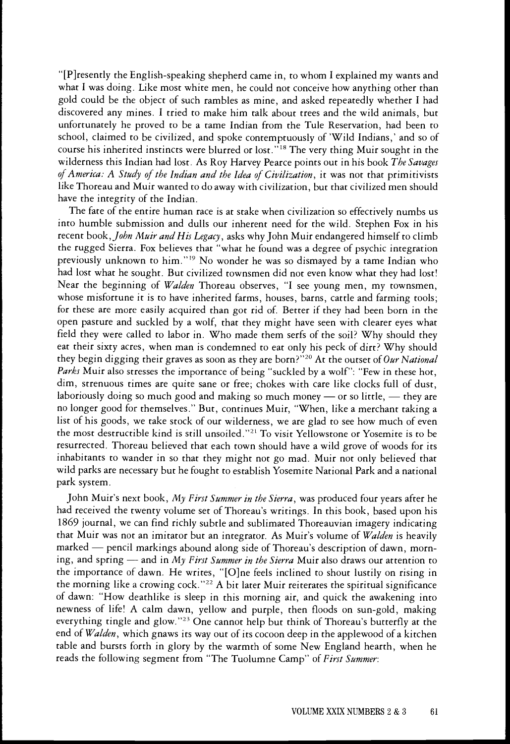"[P]resently the English-speaking shepherd came in, to whom I explained my wants and what I was doing. Like most white men, he could not conceive how anything other than gold could be the object of such rambles as mine, and asked repeatedly whether I had discovered any mines. I tried to make him talk about trees and the wild animals, but unfortunately he proved to be a tame Indian from the Tule Reservation, had been to school, claimed to be civilized, and spoke contemptuously of 'Wild Indians,' and so of course his inherited instincts were blurred or lost."[18] The very thing Muir sought in the wilderness this Indian had lost. As Roy Harvey Pearce points out in his book *The Savages of America: A Study of the Indian and the Idea of Civilization*, it was not that primitivists like Thoreau and Muir wanted to do away with civilization, but that civilized men should have the integrity of the Indian.

The fate of the entire human race is at stake when civilization so effectively numbs us into humble submission and dulls our inherent need for the wild. Stephen Fox in his recent book, *John Muir and His Legacy*, asks why John Muir endangered himself to climb the rugged Sierra. Fox believes that "what he found was a degree of psychic integration previously unknown to him."[19] No wonder he was so dismayed by a tame Indian who had lost what he sought. But civilized townsmen did not even know what they had lost! Near the beginning of *Walden* Thoreau observes, "I see young men, my townsmen, whose misfortune it is to have inherited farms, houses, barns, cattle and farming tools; for these are more easily acquired than got rid of. Better if they had been born in the open pasture and suckled by a wolf, that they might have seen with clearer eyes what field they were called to labor in. Who made them serfs of the soil? Why should they eat their sixty acres, when man is condemned to eat only his peck of dirt? Why should they begin digging their graves as soon as they are born?"[20] At the outset of *Our National Parks* Muir also stresses the importance of being "suckled by a wolf": "Few in these hot, dim, strenuous times are quite sane or free; chokes with care like clocks full of dust, laboriously doing so much good and making so much money — or so little, — they are no longer good for themselves." But, continues Muir, "When, like a merchant taking a list of his goods, we take stock of our wilderness, we are glad to see how much of even the most destructible kind is still unsoiled."[21] To visit Yellowstone or Yosemite is to be resurrected. Thoreau believed that each town should have a wild grove of woods for its inhabitants to wander in so that they might not go mad. Muir not only believed that wild parks are necessary but he fought to establish Yosemite National Park and a national park system.

John Muir's next book, *My First Summer in the Sierra*, was produced four years after he had received the twenty volume set of Thoreau's writings. In this book, based upon his 1869 journal, we can find richly subtle and sublimated Thoreauvian imagery indicating that Muir was not an imitator but an integrator. As Muir's volume of *Walden* is heavily marked — pencil markings abound along side of Thoreau's description of dawn, morning, and spring — and in *My First Summer in the Sierra* Muir also draws our attention to the importance of dawn. He writes, "[O]ne feels inclined to shout lustily on rising in the morning like a crowing cock."[22] A bit later Muir reiterates the spiritual significance of dawn: "How deathlike is sleep in this morning air, and quick the awakening into newness of life! A calm dawn, yellow and purple, then floods on sun-gold, making everything tingle and glow."[23] One cannot help but think of Thoreau's butterfly at the end of *Walden*, which gnaws its way out of its cocoon deep in the applewood of a kitchen table and bursts forth in glory by the warmth of some New England hearth, when he reads the following segment from "The Tuolumne Camp" of *First Summer*: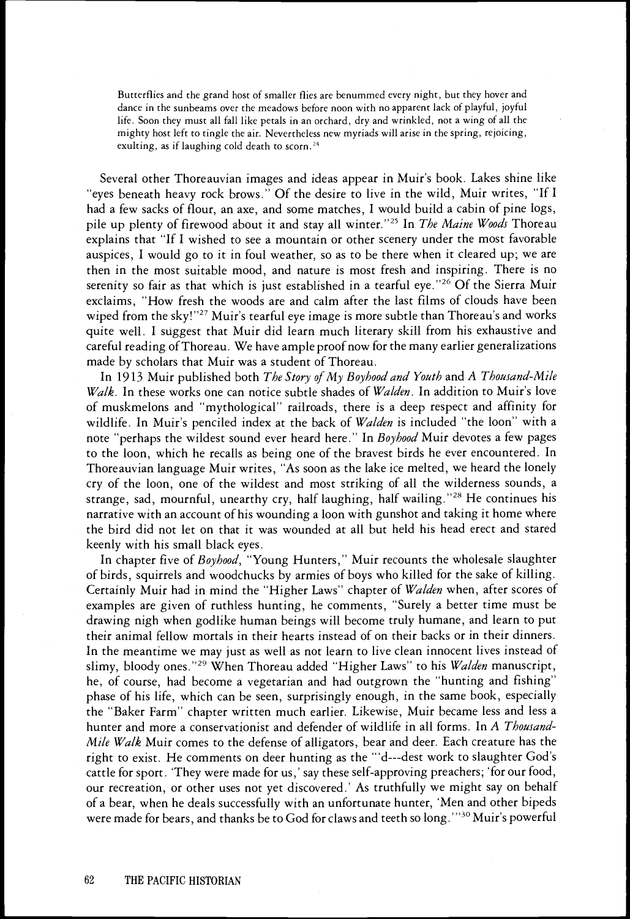> Butterflies and the grand host of smaller flies are benummed every night, but they hover and dance in the sunbeams over the meadows before noon with no apparent lack of playful, joyful life. Soon they must all fall like petals in an orchard, dry and wrinkled, not a wing of all the mighty host left to tingle the air. Nevertheless new myriads will arise in the spring, rejoicing, exulting, as if laughing cold death to scorn.[24]

Several other Thoreauvian images and ideas appear in Muir's book. Lakes shine like "eyes beneath heavy rock brows." Of the desire to live in the wild, Muir writes, "If I had a few sacks of flour, an axe, and some matches, I would build a cabin of pine logs, pile up plenty of firewood about it and stay all winter."[25] In *The Maine Woods* Thoreau explains that "If I wished to see a mountain or other scenery under the most favorable auspices, I would go to it in foul weather, so as to be there when it cleared up; we are then in the most suitable mood, and nature is most fresh and inspiring. There is no serenity so fair as that which is just established in a tearful eye."[26] Of the Sierra Muir exclaims, "How fresh the woods are and calm after the last films of clouds have been wiped from the sky!"[27] Muir's tearful eye image is more subtle than Thoreau's and works quite well. I suggest that Muir did learn much literary skill from his exhaustive and careful reading of Thoreau. We have ample proof now for the many earlier generalizations made by scholars that Muir was a student of Thoreau.

In 1913 Muir published both *The Story of My Boyhood and Youth* and *A Thousand-Mile Walk*. In these works one can notice subtle shades of *Walden*. In addition to Muir's love of muskmelons and "mythological" railroads, there is a deep respect and affinity for wildlife. In Muir's penciled index at the back of *Walden* is included "the loon" with a note "perhaps the wildest sound ever heard here." In *Boyhood* Muir devotes a few pages to the loon, which he recalls as being one of the bravest birds he ever encountered. In Thoreauvian language Muir writes, "As soon as the lake ice melted, we heard the lonely cry of the loon, one of the wildest and most striking of all the wilderness sounds, a strange, sad, mournful, unearthy cry, half laughing, half wailing."[28] He continues his narrative with an account of his wounding a loon with gunshot and taking it home where the bird did not let on that it was wounded at all but held his head erect and stared keenly with his small black eyes.

In chapter five of *Boyhood*, "Young Hunters," Muir recounts the wholesale slaughter of birds, squirrels and woodchucks by armies of boys who killed for the sake of killing. Certainly Muir had in mind the "Higher Laws" chapter of *Walden* when, after scores of examples are given of ruthless hunting, he comments, "Surely a better time must be drawing nigh when godlike human beings will become truly humane, and learn to put their animal fellow mortals in their hearts instead of on their backs or in their dinners. In the meantime we may just as well as not learn to live clean innocent lives instead of slimy, bloody ones."[29] When Thoreau added "Higher Laws" to his *Walden* manuscript, he, of course, had become a vegetarian and had outgrown the "hunting and fishing" phase of his life, which can be seen, surprisingly enough, in the same book, especially the "Baker Farm" chapter written much earlier. Likewise, Muir became less and less a hunter and more a conservationist and defender of wildlife in all forms. In *A Thousand-Mile Walk* Muir comes to the defense of alligators, bear and deer. Each creature has the right to exist. He comments on deer hunting as the "'d---dest work to slaughter God's cattle for sport. 'They were made for us,' say these self-approving preachers; 'for our food, our recreation, or other uses not yet discovered.' As truthfully we might say on behalf of a bear, when he deals successfully with an unfortunate hunter, 'Men and other bipeds were made for bears, and thanks be to God for claws and teeth so long.'"[30] Muir's powerful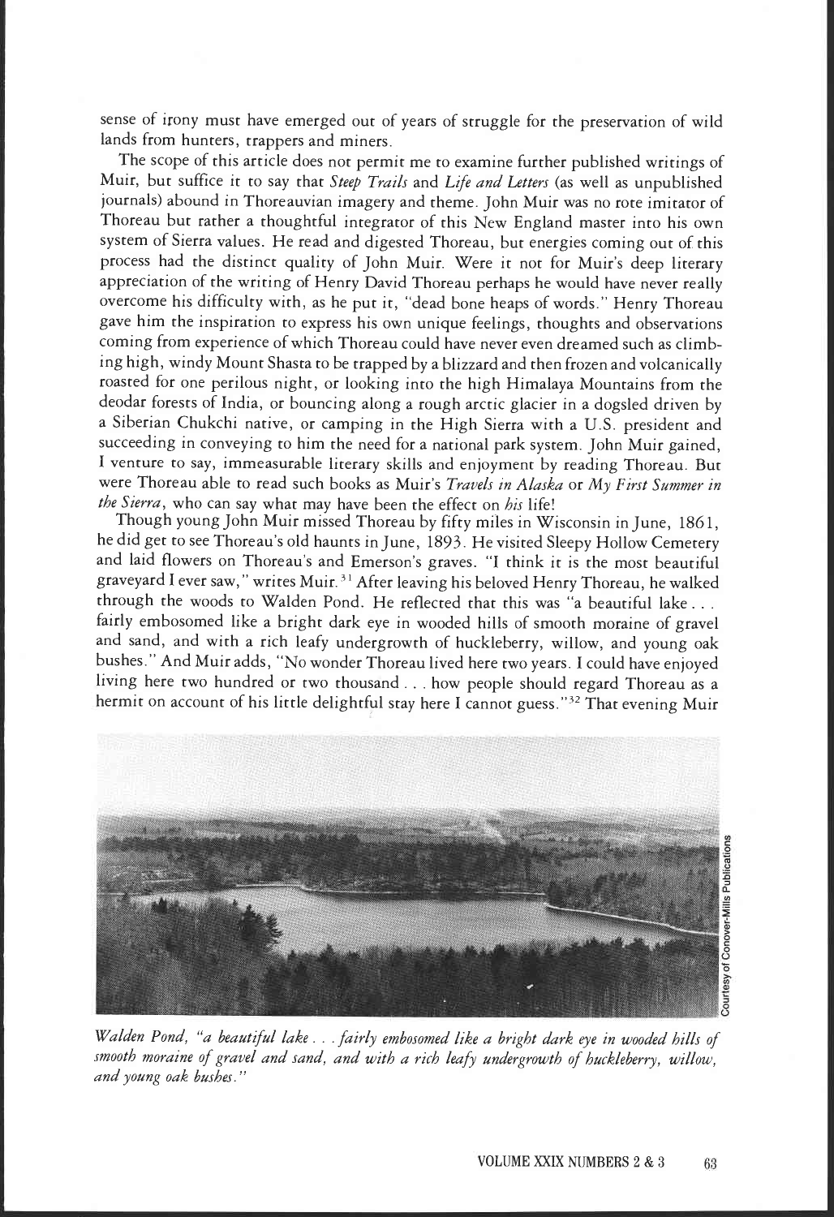sense of irony must have emerged out of years of struggle for the preservation of wild lands from hunters, trappers and miners.

The scope of this article does not permit me to examine further published writings of Muir, but suffice it to say that *Steep Trails* and *Life and Letters* (as well as unpublished journals) abound in Thoreauvian imagery and theme. John Muir was no rote imitator of Thoreau but rather a thoughtful integrator of this New England master into his own system of Sierra values. He read and digested Thoreau, but energies coming out of this process had the distinct quality of John Muir. Were it not for Muir's deep literary appreciation of the writing of Henry David Thoreau perhaps he would have never really overcome his difficulty with, as he put it, "dead bone heaps of words." Henry Thoreau gave him the inspiration to express his own unique feelings, thoughts and observations coming from experience of which Thoreau could have never even dreamed such as climbing high, windy Mount Shasta to be trapped by a blizzard and then frozen and volcanically roasted for one perilous night, or looking into the high Himalaya Mountains from the deodar forests of India, or bouncing along a rough arctic glacier in a dogsled driven by a Siberian Chukchi native, or camping in the High Sierra with a U.S. president and succeeding in conveying to him the need for a national park system. John Muir gained, I venture to say, immeasurable literary skills and enjoyment by reading Thoreau. But were Thoreau able to read such books as Muir's *Travels in Alaska* or *My First Summer in the Sierra*, who can say what may have been the effect on *his* life!

Though young John Muir missed Thoreau by fifty miles in Wisconsin in June, 1861, he did get to see Thoreau's old haunts in June, 1893. He visited Sleepy Hollow Cemetery and laid flowers on Thoreau's and Emerson's graves. "I think it is the most beautiful graveyard I ever saw," writes Muir.[31] After leaving his beloved Henry Thoreau, he walked through the woods to Walden Pond. He reflected that this was "a beautiful lake . . . fairly embosomed like a bright dark eye in wooded hills of smooth moraine of gravel and sand, and with a rich leafy undergrowth of huckleberry, willow, and young oak bushes." And Muir adds, "No wonder Thoreau lived here two years. I could have enjoyed living here two hundred or two thousand . . . how people should regard Thoreau as a hermit on account of his little delightful stay here I cannot guess."[32] That evening Muir

Courtesy of Conover-Mills Publications

*Walden Pond, "a beautiful lake . . . fairly embosomed like a bright dark eye in wooded hills of smooth moraine of gravel and sand, and with a rich leafy undergrowth of huckleberry, willow, and young oak bushes."*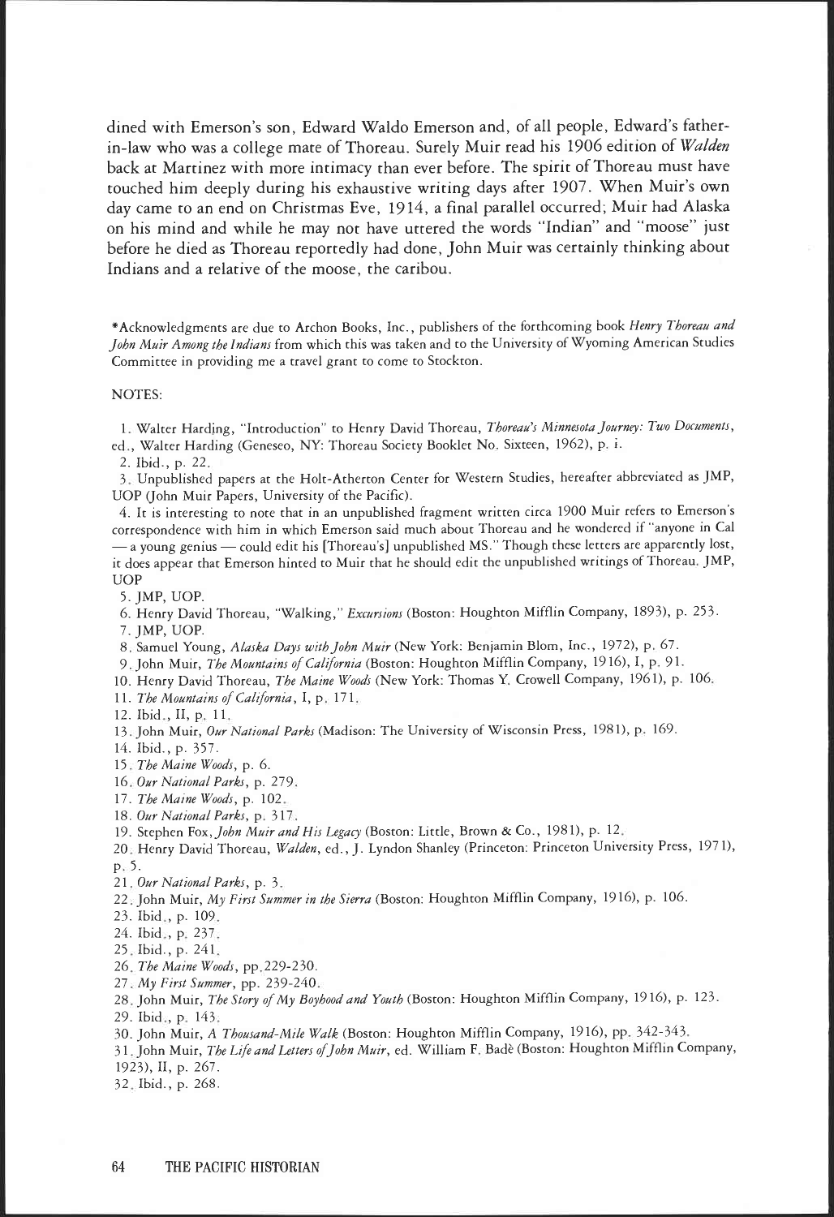dined with Emerson's son, Edward Waldo Emerson and, of all people, Edward's father-in-law who was a college mate of Thoreau. Surely Muir read his 1906 edition of *Walden* back at Martinez with more intimacy than ever before. The spirit of Thoreau must have touched him deeply during his exhaustive writing days after 1907. When Muir's own day came to an end on Christmas Eve, 1914, a final parallel occurred; Muir had Alaska on his mind and while he may not have uttered the words "Indian" and "moose" just before he died as Thoreau reportedly had done, John Muir was certainly thinking about Indians and a relative of the moose, the caribou.

*Acknowledgments are due to Archon Books, Inc., publishers of the forthcoming book *Henry Thoreau and John Muir Among the Indians* from which this was taken and to the University of Wyoming American Studies Committee in providing me a travel grant to come to Stockton.

NOTES:

1. Walter Harding, "Introduction" to Henry David Thoreau, *Thoreau's Minnesota Journey: Two Documents*, ed., Walter Harding (Geneseo, NY: Thoreau Society Booklet No. Sixteen, 1962), p. i.
2. Ibid., p. 22.
3. Unpublished papers at the Holt-Atherton Center for Western Studies, hereafter abbreviated as JMP, UOP (John Muir Papers, University of the Pacific).
4. It is interesting to note that in an unpublished fragment written circa 1900 Muir refers to Emerson's correspondence with him in which Emerson said much about Thoreau and he wondered if "anyone in Cal — a young genius — could edit his [Thoreau's] unpublished MS." Though these letters are apparently lost, it does appear that Emerson hinted to Muir that he should edit the unpublished writings of Thoreau. JMP, UOP
5. JMP, UOP.
6. Henry David Thoreau, "Walking," *Excursions* (Boston: Houghton Mifflin Company, 1893), p. 253.
7. JMP, UOP.
8. Samuel Young, *Alaska Days with John Muir* (New York: Benjamin Blom, Inc., 1972), p. 67.
9. John Muir, *The Mountains of California* (Boston: Houghton Mifflin Company, 1916), I, p. 91.
10. Henry David Thoreau, *The Maine Woods* (New York: Thomas Y. Crowell Company, 1961), p. 106.
11. *The Mountains of California*, I, p. 171.
12. Ibid., II, p. 11.
13. John Muir, *Our National Parks* (Madison: The University of Wisconsin Press, 1981), p. 169.
14. Ibid., p. 357.
15. *The Maine Woods*, p. 6.
16. *Our National Parks*, p. 279.
17. *The Maine Woods*, p. 102.
18. *Our National Parks*, p. 317.
19. Stephen Fox, *John Muir and His Legacy* (Boston: Little, Brown & Co., 1981), p. 12.
20. Henry David Thoreau, *Walden*, ed., J. Lyndon Shanley (Princeton: Princeton University Press, 1971), p. 5.
21. *Our National Parks*, p. 3.
22. John Muir, *My First Summer in the Sierra* (Boston: Houghton Mifflin Company, 1916), p. 106.
23. Ibid., p. 109.
24. Ibid., p. 237.
25. Ibid., p. 241.
26. *The Maine Woods*, pp.229-230.
27. *My First Summer*, pp. 239-240.
28. John Muir, *The Story of My Boyhood and Youth* (Boston: Houghton Mifflin Company, 1916), p. 123.
29. Ibid., p. 143.
30. John Muir, *A Thousand-Mile Walk* (Boston: Houghton Mifflin Company, 1916), pp. 342-343.
31. John Muir, *The Life and Letters of John Muir*, ed. William F. Badè (Boston: Houghton Mifflin Company, 1923), II, p. 267.
32. Ibid., p. 268.